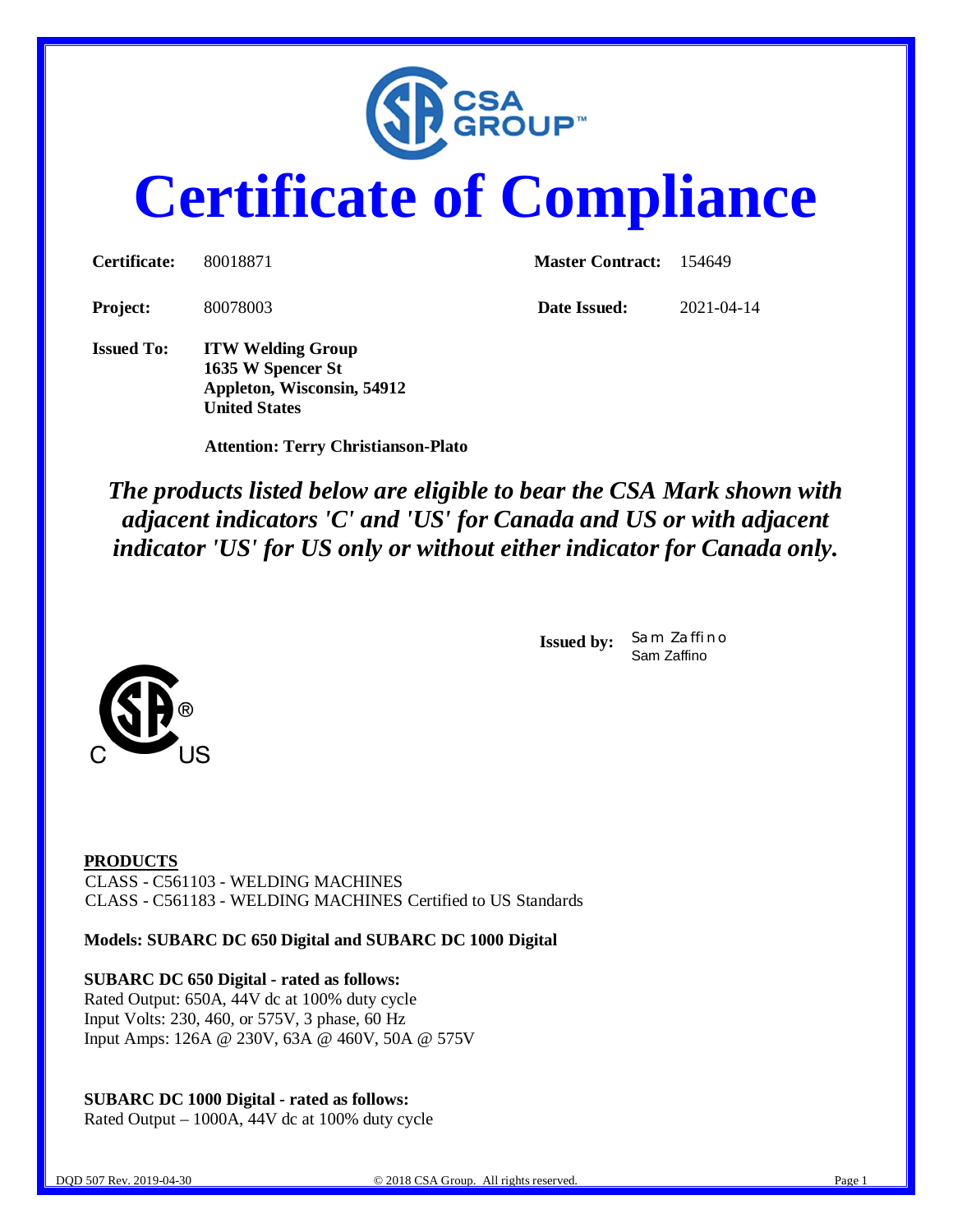# Certificate of Compliance

| | | | |
|---|---|---|---|
| **Certificate:** | 80018871 | **Master Contract:** | 154649 |
| **Project:** | 80078003 | **Date Issued:** | 2021-04-14 |

**Issued To:** **ITW Welding Group**
**1635 W Spencer St**
**Appleton, Wisconsin, 54912**
**United States**

**Attention: Terry Christianson-Plato**

***The products listed below are eligible to bear the CSA Mark shown with adjacent indicators 'C' and 'US' for Canada and US or with adjacent indicator 'US' for US only or without either indicator for Canada only.***

**Issued by:** Sam Zaffino
Sam Zaffino

C US

**PRODUCTS**
CLASS - C561103 - WELDING MACHINES
CLASS - C561183 - WELDING MACHINES Certified to US Standards

**Models: SUBARC DC 650 Digital and SUBARC DC 1000 Digital**

**SUBARC DC 650 Digital - rated as follows:**
Rated Output: 650A, 44V dc at 100% duty cycle
Input Volts: 230, 460, or 575V, 3 phase, 60 Hz
Input Amps: 126A @ 230V, 63A @ 460V, 50A @ 575V

**SUBARC DC 1000 Digital - rated as follows:**
Rated Output – 1000A, 44V dc at 100% duty cycle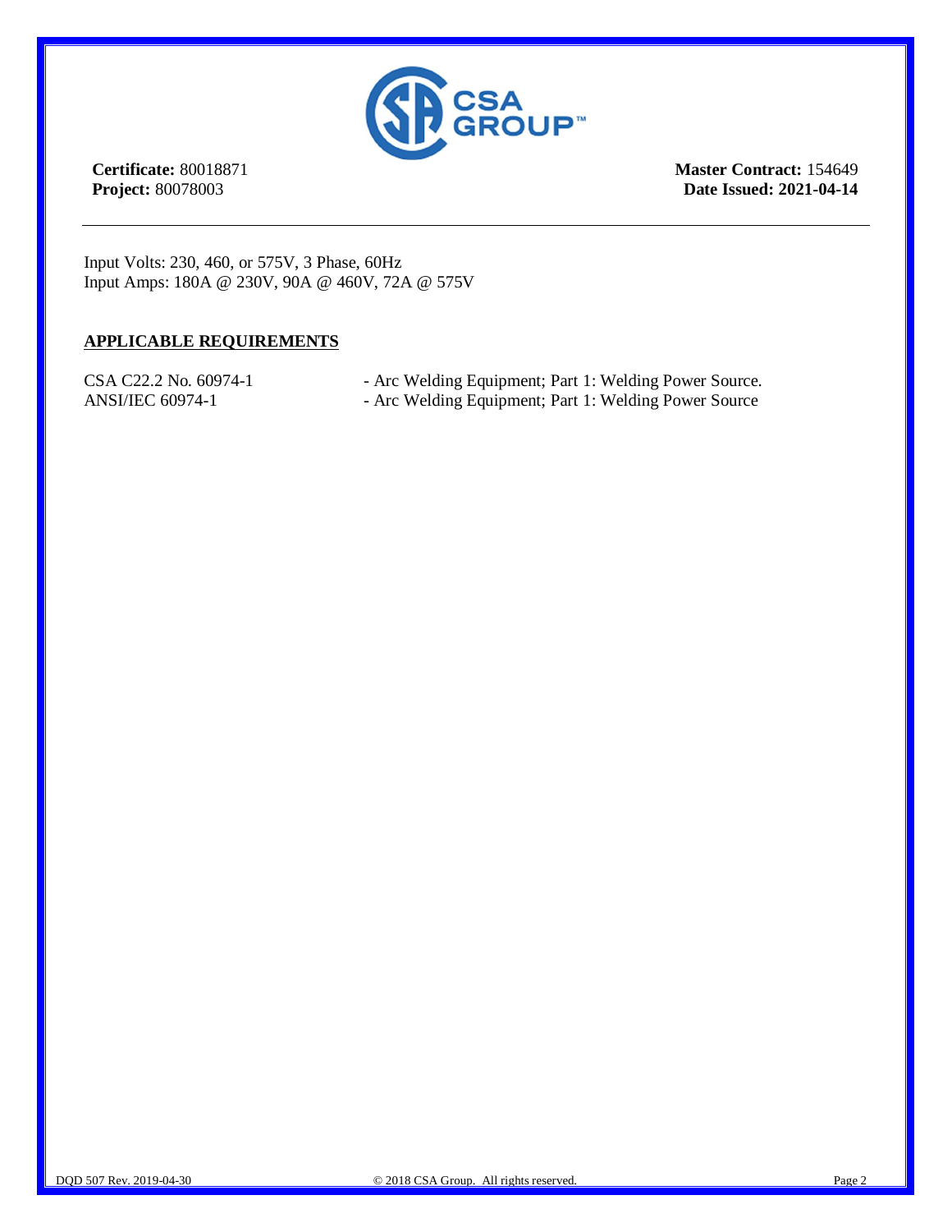**Certificate:** 80018871
**Project:** 80078003

**Master Contract:** 154649
**Date Issued: 2021-04-14**

---

Input Volts: 230, 460, or 575V, 3 Phase, 60Hz
Input Amps: 180A @ 230V, 90A @ 460V, 72A @ 575V

## APPLICABLE REQUIREMENTS

| | |
|---|---|
| CSA C22.2 No. 60974-1 | - Arc Welding Equipment; Part 1: Welding Power Source. |
| ANSI/IEC 60974-1 | - Arc Welding Equipment; Part 1: Welding Power Source |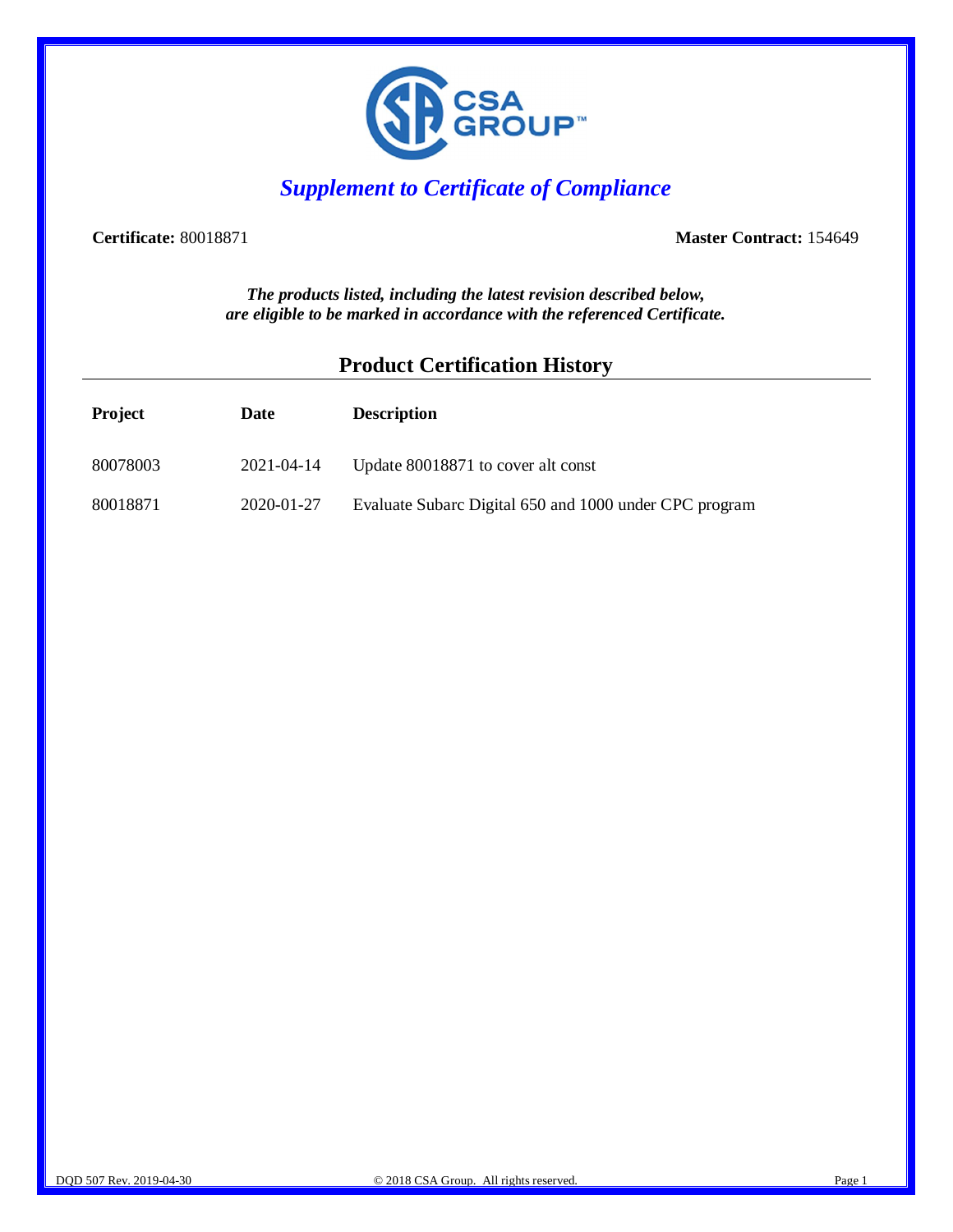# *Supplement to Certificate of Compliance*

**Certificate:** 80018871 **Master Contract:** 154649

***The products listed, including the latest revision described below, are eligible to be marked in accordance with the referenced Certificate.***

## Product Certification History

| Project | Date | Description |
|---|---|---|
| 80078003 | 2021-04-14 | Update 80018871 to cover alt const |
| 80018871 | 2020-01-27 | Evaluate Subarc Digital 650 and 1000 under CPC program |

DQD 507 Rev. 2019-04-30 © 2018 CSA Group. All rights reserved.